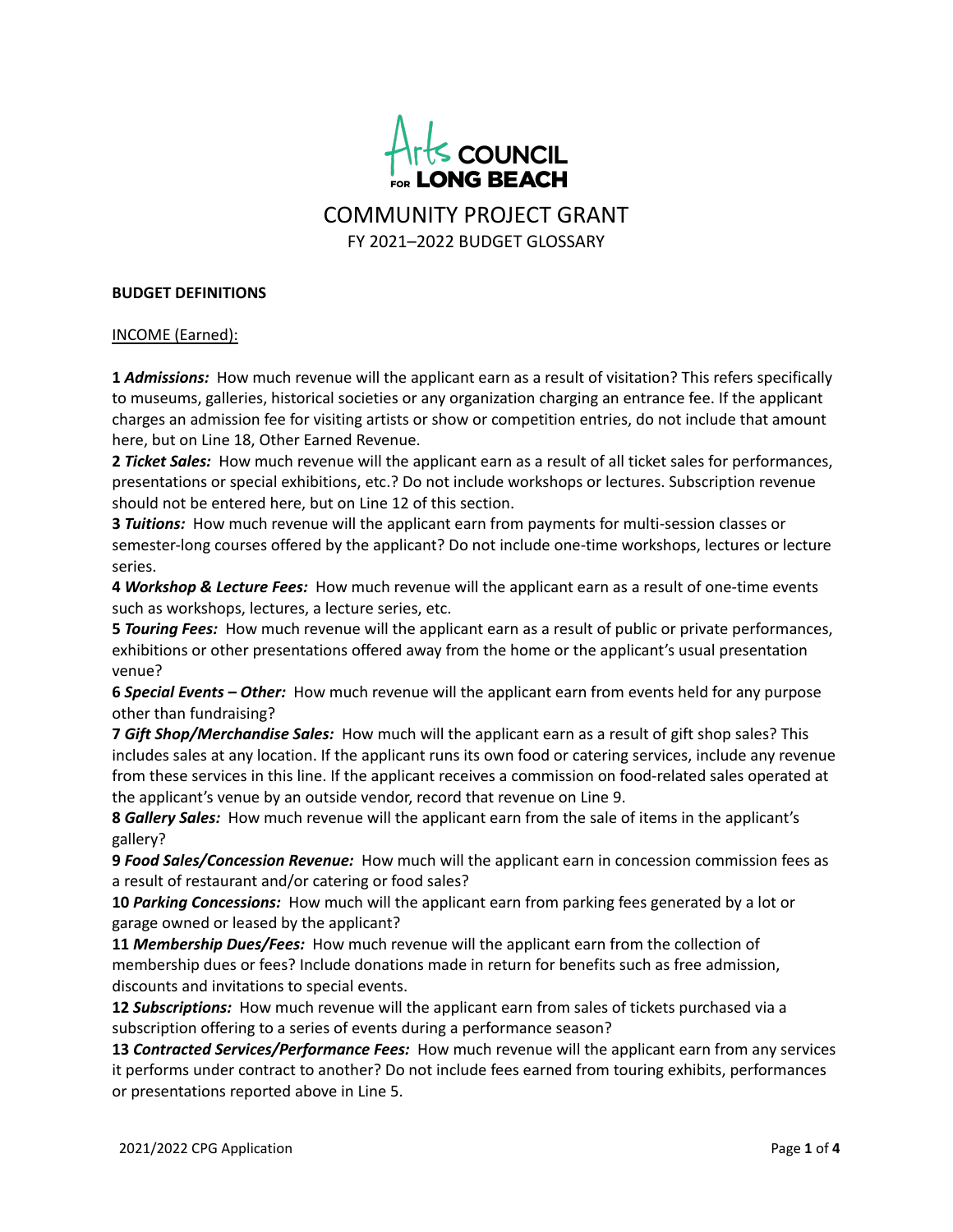Arts COUNCIL FOR LONG BEACH

# COMMUNITY PROJECT GRANT

## FY 2021–2022 BUDGET GLOSSARY

**BUDGET DEFINITIONS**

INCOME (Earned):

**1** ***Admissions:*** How much revenue will the applicant earn as a result of visitation? This refers specifically to museums, galleries, historical societies or any organization charging an entrance fee. If the applicant charges an admission fee for visiting artists or show or competition entries, do not include that amount here, but on Line 18, Other Earned Revenue.

**2** ***Ticket Sales:*** How much revenue will the applicant earn as a result of all ticket sales for performances, presentations or special exhibitions, etc.? Do not include workshops or lectures. Subscription revenue should not be entered here, but on Line 12 of this section.

**3** ***Tuitions:*** How much revenue will the applicant earn from payments for multi-session classes or semester-long courses offered by the applicant? Do not include one-time workshops, lectures or lecture series.

**4** ***Workshop & Lecture Fees:*** How much revenue will the applicant earn as a result of one-time events such as workshops, lectures, a lecture series, etc.

**5** ***Touring Fees:*** How much revenue will the applicant earn as a result of public or private performances, exhibitions or other presentations offered away from the home or the applicant's usual presentation venue?

**6** ***Special Events – Other:*** How much revenue will the applicant earn from events held for any purpose other than fundraising?

**7** ***Gift Shop/Merchandise Sales:*** How much will the applicant earn as a result of gift shop sales? This includes sales at any location. If the applicant runs its own food or catering services, include any revenue from these services in this line. If the applicant receives a commission on food-related sales operated at the applicant's venue by an outside vendor, record that revenue on Line 9.

**8** ***Gallery Sales:*** How much revenue will the applicant earn from the sale of items in the applicant's gallery?

**9** ***Food Sales/Concession Revenue:*** How much will the applicant earn in concession commission fees as a result of restaurant and/or catering or food sales?

**10** ***Parking Concessions:*** How much will the applicant earn from parking fees generated by a lot or garage owned or leased by the applicant?

**11** ***Membership Dues/Fees:*** How much revenue will the applicant earn from the collection of membership dues or fees? Include donations made in return for benefits such as free admission, discounts and invitations to special events.

**12** ***Subscriptions:*** How much revenue will the applicant earn from sales of tickets purchased via a subscription offering to a series of events during a performance season?

**13** ***Contracted Services/Performance Fees:*** How much revenue will the applicant earn from any services it performs under contract to another? Do not include fees earned from touring exhibits, performances or presentations reported above in Line 5.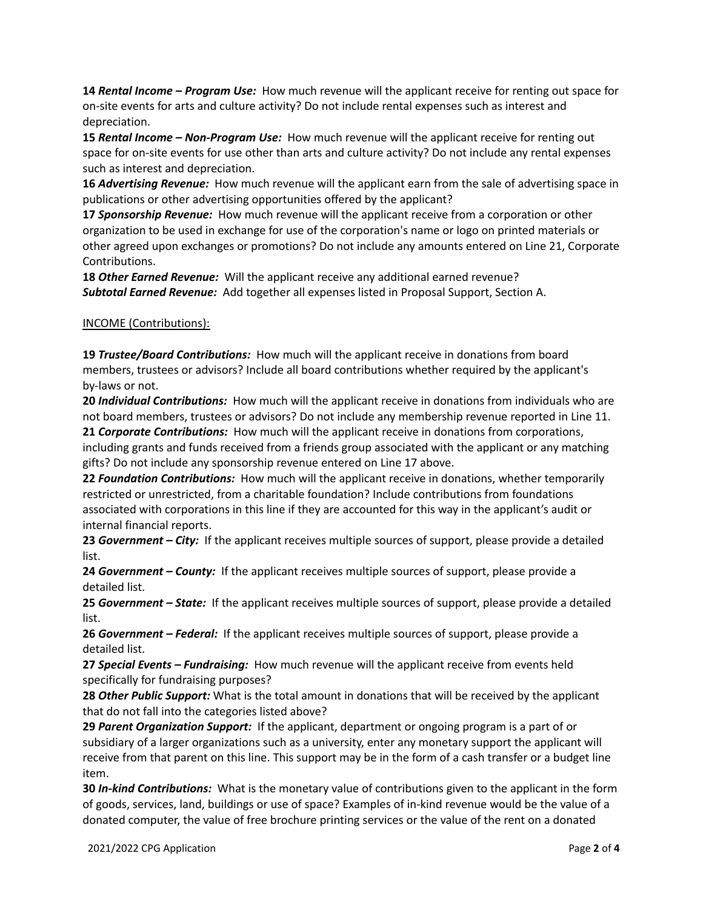**14** ***Rental Income – Program Use:*** How much revenue will the applicant receive for renting out space for on-site events for arts and culture activity? Do not include rental expenses such as interest and depreciation.

**15** ***Rental Income – Non-Program Use:*** How much revenue will the applicant receive for renting out space for on-site events for use other than arts and culture activity? Do not include any rental expenses such as interest and depreciation.

**16** ***Advertising Revenue:*** How much revenue will the applicant earn from the sale of advertising space in publications or other advertising opportunities offered by the applicant?

**17** ***Sponsorship Revenue:*** How much revenue will the applicant receive from a corporation or other organization to be used in exchange for use of the corporation's name or logo on printed materials or other agreed upon exchanges or promotions? Do not include any amounts entered on Line 21, Corporate Contributions.

**18** ***Other Earned Revenue:*** Will the applicant receive any additional earned revenue?

***Subtotal Earned Revenue:*** Add together all expenses listed in Proposal Support, Section A.

<u>INCOME (Contributions):</u>

**19** ***Trustee/Board Contributions:*** How much will the applicant receive in donations from board members, trustees or advisors? Include all board contributions whether required by the applicant's by-laws or not.

**20** ***Individual Contributions:*** How much will the applicant receive in donations from individuals who are not board members, trustees or advisors? Do not include any membership revenue reported in Line 11.

**21** ***Corporate Contributions:*** How much will the applicant receive in donations from corporations, including grants and funds received from a friends group associated with the applicant or any matching gifts? Do not include any sponsorship revenue entered on Line 17 above.

**22** ***Foundation Contributions:*** How much will the applicant receive in donations, whether temporarily restricted or unrestricted, from a charitable foundation? Include contributions from foundations associated with corporations in this line if they are accounted for this way in the applicant's audit or internal financial reports.

**23** ***Government – City:*** If the applicant receives multiple sources of support, please provide a detailed list.

**24** ***Government – County:*** If the applicant receives multiple sources of support, please provide a detailed list.

**25** ***Government – State:*** If the applicant receives multiple sources of support, please provide a detailed list.

**26** ***Government – Federal:*** If the applicant receives multiple sources of support, please provide a detailed list.

**27** ***Special Events – Fundraising:*** How much revenue will the applicant receive from events held specifically for fundraising purposes?

**28** ***Other Public Support:*** What is the total amount in donations that will be received by the applicant that do not fall into the categories listed above?

**29** ***Parent Organization Support:*** If the applicant, department or ongoing program is a part of or subsidiary of a larger organizations such as a university, enter any monetary support the applicant will receive from that parent on this line. This support may be in the form of a cash transfer or a budget line item.

**30** ***In-kind Contributions:*** What is the monetary value of contributions given to the applicant in the form of goods, services, land, buildings or use of space? Examples of in-kind revenue would be the value of a donated computer, the value of free brochure printing services or the value of the rent on a donated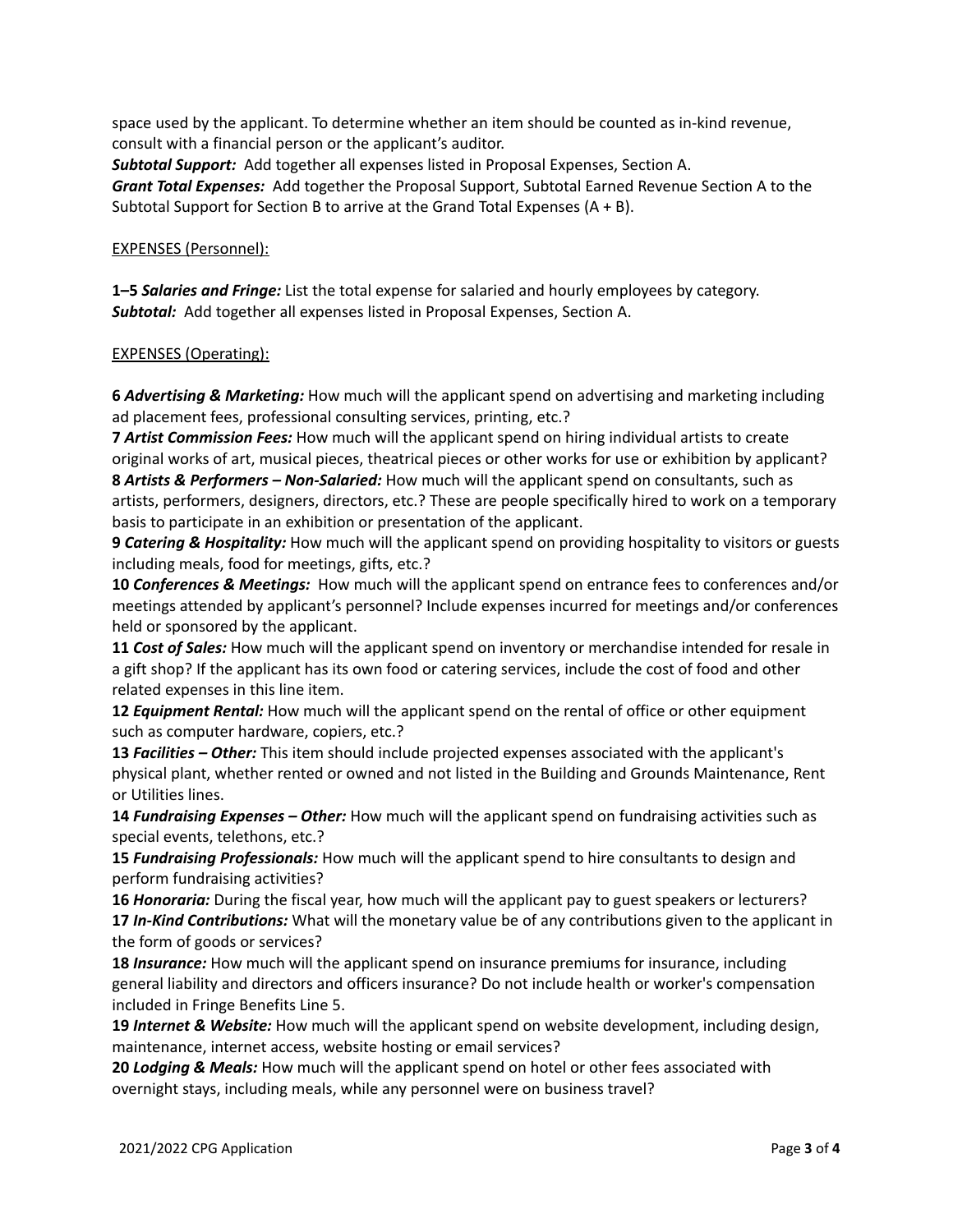space used by the applicant. To determine whether an item should be counted as in-kind revenue, consult with a financial person or the applicant's auditor.
***Subtotal Support:*** Add together all expenses listed in Proposal Expenses, Section A.
***Grant Total Expenses:*** Add together the Proposal Support, Subtotal Earned Revenue Section A to the Subtotal Support for Section B to arrive at the Grand Total Expenses (A + B).

<u>EXPENSES (Personnel):</u>

**1–5** ***Salaries and Fringe:*** List the total expense for salaried and hourly employees by category.
***Subtotal:*** Add together all expenses listed in Proposal Expenses, Section A.

<u>EXPENSES (Operating):</u>

**6** ***Advertising & Marketing:*** How much will the applicant spend on advertising and marketing including ad placement fees, professional consulting services, printing, etc.?
**7** ***Artist Commission Fees:*** How much will the applicant spend on hiring individual artists to create original works of art, musical pieces, theatrical pieces or other works for use or exhibition by applicant?
**8** ***Artists & Performers – Non-Salaried:*** How much will the applicant spend on consultants, such as artists, performers, designers, directors, etc.? These are people specifically hired to work on a temporary basis to participate in an exhibition or presentation of the applicant.
**9** ***Catering & Hospitality:*** How much will the applicant spend on providing hospitality to visitors or guests including meals, food for meetings, gifts, etc.?
**10** ***Conferences & Meetings:*** How much will the applicant spend on entrance fees to conferences and/or meetings attended by applicant's personnel? Include expenses incurred for meetings and/or conferences held or sponsored by the applicant.
**11** ***Cost of Sales:*** How much will the applicant spend on inventory or merchandise intended for resale in a gift shop? If the applicant has its own food or catering services, include the cost of food and other related expenses in this line item.
**12** ***Equipment Rental:*** How much will the applicant spend on the rental of office or other equipment such as computer hardware, copiers, etc.?
**13** ***Facilities – Other:*** This item should include projected expenses associated with the applicant's physical plant, whether rented or owned and not listed in the Building and Grounds Maintenance, Rent or Utilities lines.
**14** ***Fundraising Expenses – Other:*** How much will the applicant spend on fundraising activities such as special events, telethons, etc.?
**15** ***Fundraising Professionals:*** How much will the applicant spend to hire consultants to design and perform fundraising activities?
**16** ***Honoraria:*** During the fiscal year, how much will the applicant pay to guest speakers or lecturers?
**17** ***In-Kind Contributions:*** What will the monetary value be of any contributions given to the applicant in the form of goods or services?
**18** ***Insurance:*** How much will the applicant spend on insurance premiums for insurance, including general liability and directors and officers insurance? Do not include health or worker's compensation included in Fringe Benefits Line 5.
**19** ***Internet & Website:*** How much will the applicant spend on website development, including design, maintenance, internet access, website hosting or email services?
**20** ***Lodging & Meals:*** How much will the applicant spend on hotel or other fees associated with overnight stays, including meals, while any personnel were on business travel?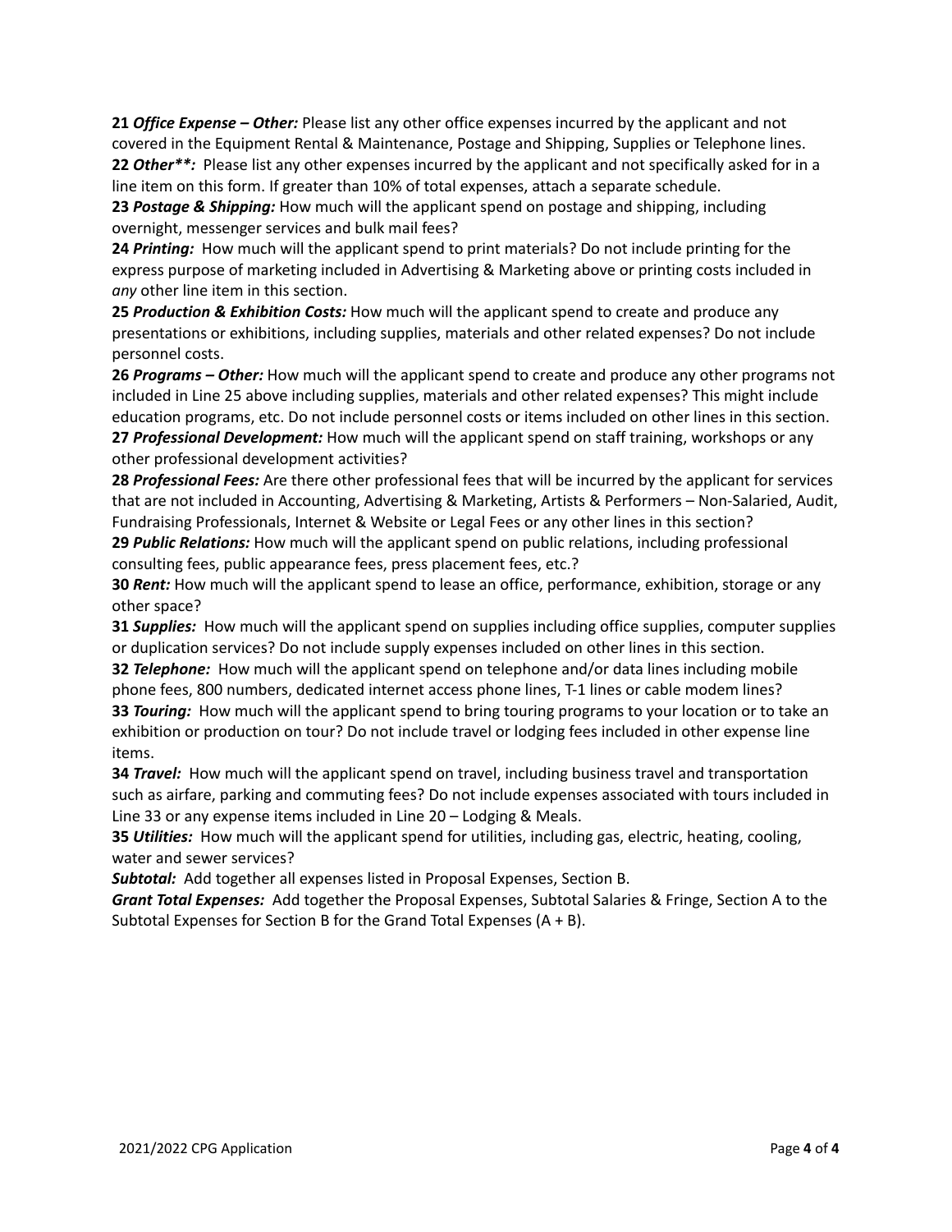**21** ***Office Expense – Other:*** Please list any other office expenses incurred by the applicant and not covered in the Equipment Rental & Maintenance, Postage and Shipping, Supplies or Telephone lines.

**22** ***Other**:*** Please list any other expenses incurred by the applicant and not specifically asked for in a line item on this form. If greater than 10% of total expenses, attach a separate schedule.

**23** ***Postage & Shipping:*** How much will the applicant spend on postage and shipping, including overnight, messenger services and bulk mail fees?

**24** ***Printing:*** How much will the applicant spend to print materials? Do not include printing for the express purpose of marketing included in Advertising & Marketing above or printing costs included in *any* other line item in this section.

**25** ***Production & Exhibition Costs:*** How much will the applicant spend to create and produce any presentations or exhibitions, including supplies, materials and other related expenses? Do not include personnel costs.

**26** ***Programs – Other:*** How much will the applicant spend to create and produce any other programs not included in Line 25 above including supplies, materials and other related expenses? This might include education programs, etc. Do not include personnel costs or items included on other lines in this section.

**27** ***Professional Development:*** How much will the applicant spend on staff training, workshops or any other professional development activities?

**28** ***Professional Fees:*** Are there other professional fees that will be incurred by the applicant for services that are not included in Accounting, Advertising & Marketing, Artists & Performers – Non-Salaried, Audit, Fundraising Professionals, Internet & Website or Legal Fees or any other lines in this section?

**29** ***Public Relations:*** How much will the applicant spend on public relations, including professional consulting fees, public appearance fees, press placement fees, etc.?

**30** ***Rent:*** How much will the applicant spend to lease an office, performance, exhibition, storage or any other space?

**31** ***Supplies:*** How much will the applicant spend on supplies including office supplies, computer supplies or duplication services? Do not include supply expenses included on other lines in this section.

**32** ***Telephone:*** How much will the applicant spend on telephone and/or data lines including mobile phone fees, 800 numbers, dedicated internet access phone lines, T-1 lines or cable modem lines?

**33** ***Touring:*** How much will the applicant spend to bring touring programs to your location or to take an exhibition or production on tour? Do not include travel or lodging fees included in other expense line items.

**34** ***Travel:*** How much will the applicant spend on travel, including business travel and transportation such as airfare, parking and commuting fees? Do not include expenses associated with tours included in Line 33 or any expense items included in Line 20 – Lodging & Meals.

**35** ***Utilities:*** How much will the applicant spend for utilities, including gas, electric, heating, cooling, water and sewer services?

***Subtotal:*** Add together all expenses listed in Proposal Expenses, Section B.

***Grant Total Expenses:*** Add together the Proposal Expenses, Subtotal Salaries & Fringe, Section A to the Subtotal Expenses for Section B for the Grand Total Expenses (A + B).